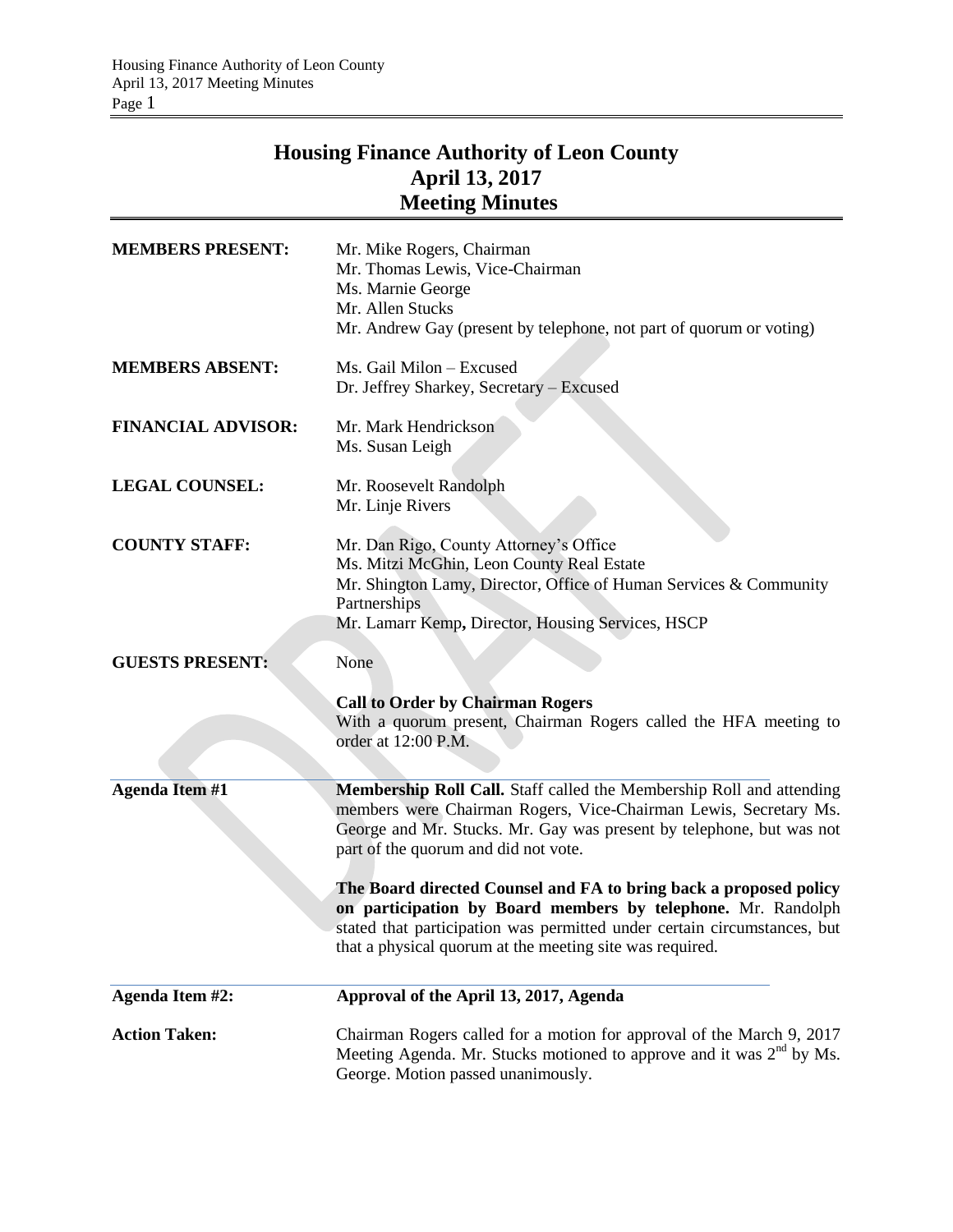# Housing Finance Authority of Leon County
## April 13, 2017
## Meeting Minutes

**MEMBERS PRESENT:**
Mr. Mike Rogers, Chairman
Mr. Thomas Lewis, Vice-Chairman
Ms. Marnie George
Mr. Allen Stucks
Mr. Andrew Gay (present by telephone, not part of quorum or voting)

**MEMBERS ABSENT:**
Ms. Gail Milon – Excused
Dr. Jeffrey Sharkey, Secretary – Excused

**FINANCIAL ADVISOR:**
Mr. Mark Hendrickson
Ms. Susan Leigh

**LEGAL COUNSEL:**
Mr. Roosevelt Randolph
Mr. Linje Rivers

**COUNTY STAFF:**
Mr. Dan Rigo, County Attorney's Office
Ms. Mitzi McGhin, Leon County Real Estate
Mr. Shington Lamy, Director, Office of Human Services & Community Partnerships
Mr. Lamarr Kemp**,** Director, Housing Services, HSCP

**GUESTS PRESENT:**
None

**Call to Order by Chairman Rogers**
With a quorum present, Chairman Rogers called the HFA meeting to order at 12:00 P.M.

**Agenda Item #1**

**Membership Roll Call.** Staff called the Membership Roll and attending members were Chairman Rogers, Vice-Chairman Lewis, Secretary Ms. George and Mr. Stucks. Mr. Gay was present by telephone, but was not part of the quorum and did not vote.

**The Board directed Counsel and FA to bring back a proposed policy on participation by Board members by telephone.** Mr. Randolph stated that participation was permitted under certain circumstances, but that a physical quorum at the meeting site was required.

**Agenda Item #2:** **Approval of the April 13, 2017, Agenda**

**Action Taken:** Chairman Rogers called for a motion for approval of the March 9, 2017 Meeting Agenda. Mr. Stucks motioned to approve and it was 2nd by Ms. George. Motion passed unanimously.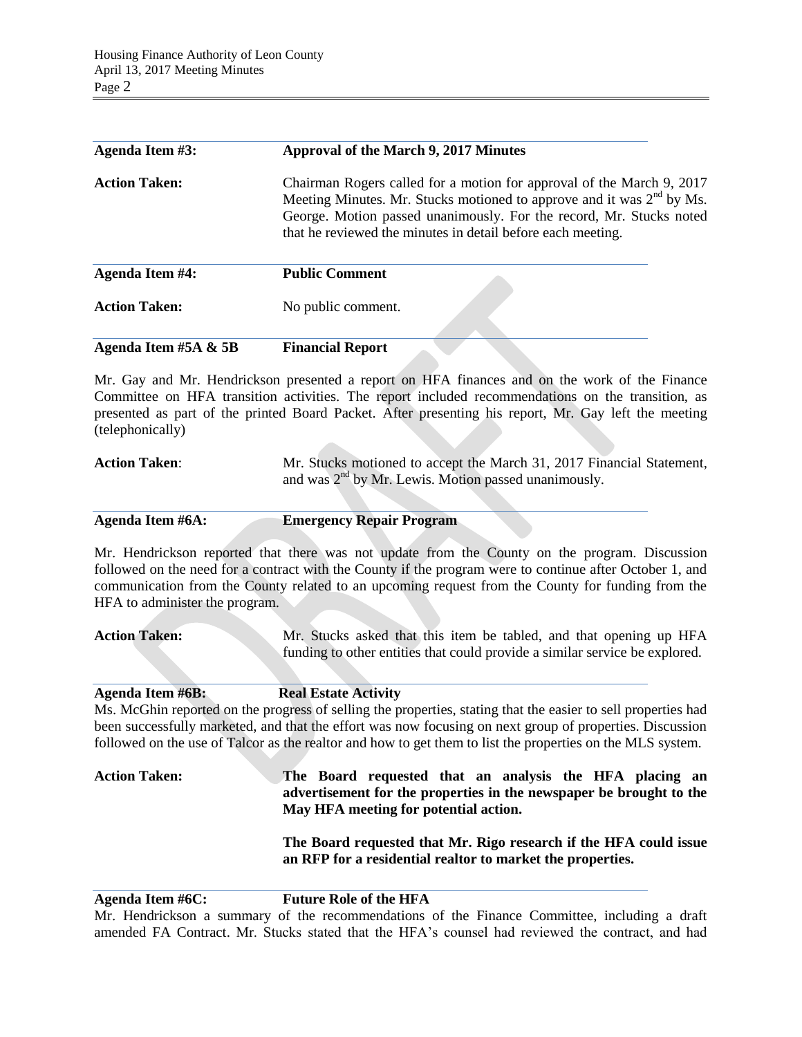**Agenda Item #3:** **Approval of the March 9, 2017 Minutes**

**Action Taken:** Chairman Rogers called for a motion for approval of the March 9, 2017 Meeting Minutes. Mr. Stucks motioned to approve and it was 2nd by Ms. George. Motion passed unanimously. For the record, Mr. Stucks noted that he reviewed the minutes in detail before each meeting.

**Agenda Item #4:** **Public Comment**

**Action Taken:** No public comment.

**Agenda Item #5A & 5B** **Financial Report**

Mr. Gay and Mr. Hendrickson presented a report on HFA finances and on the work of the Finance Committee on HFA transition activities. The report included recommendations on the transition, as presented as part of the printed Board Packet. After presenting his report, Mr. Gay left the meeting (telephonically)

**Action Taken**: Mr. Stucks motioned to accept the March 31, 2017 Financial Statement, and was 2nd by Mr. Lewis. Motion passed unanimously.

**Agenda Item #6A:** **Emergency Repair Program**

Mr. Hendrickson reported that there was not update from the County on the program. Discussion followed on the need for a contract with the County if the program were to continue after October 1, and communication from the County related to an upcoming request from the County for funding from the HFA to administer the program.

**Action Taken:** Mr. Stucks asked that this item be tabled, and that opening up HFA funding to other entities that could provide a similar service be explored.

**Agenda Item #6B:** **Real Estate Activity**

Ms. McGhin reported on the progress of selling the properties, stating that the easier to sell properties had been successfully marketed, and that the effort was now focusing on next group of properties. Discussion followed on the use of Talcor as the realtor and how to get them to list the properties on the MLS system.

**Action Taken:** **The Board requested that an analysis the HFA placing an advertisement for the properties in the newspaper be brought to the May HFA meeting for potential action.**

**The Board requested that Mr. Rigo research if the HFA could issue an RFP for a residential realtor to market the properties.**

**Agenda Item #6C:** **Future Role of the HFA**

Mr. Hendrickson a summary of the recommendations of the Finance Committee, including a draft amended FA Contract. Mr. Stucks stated that the HFA's counsel had reviewed the contract, and had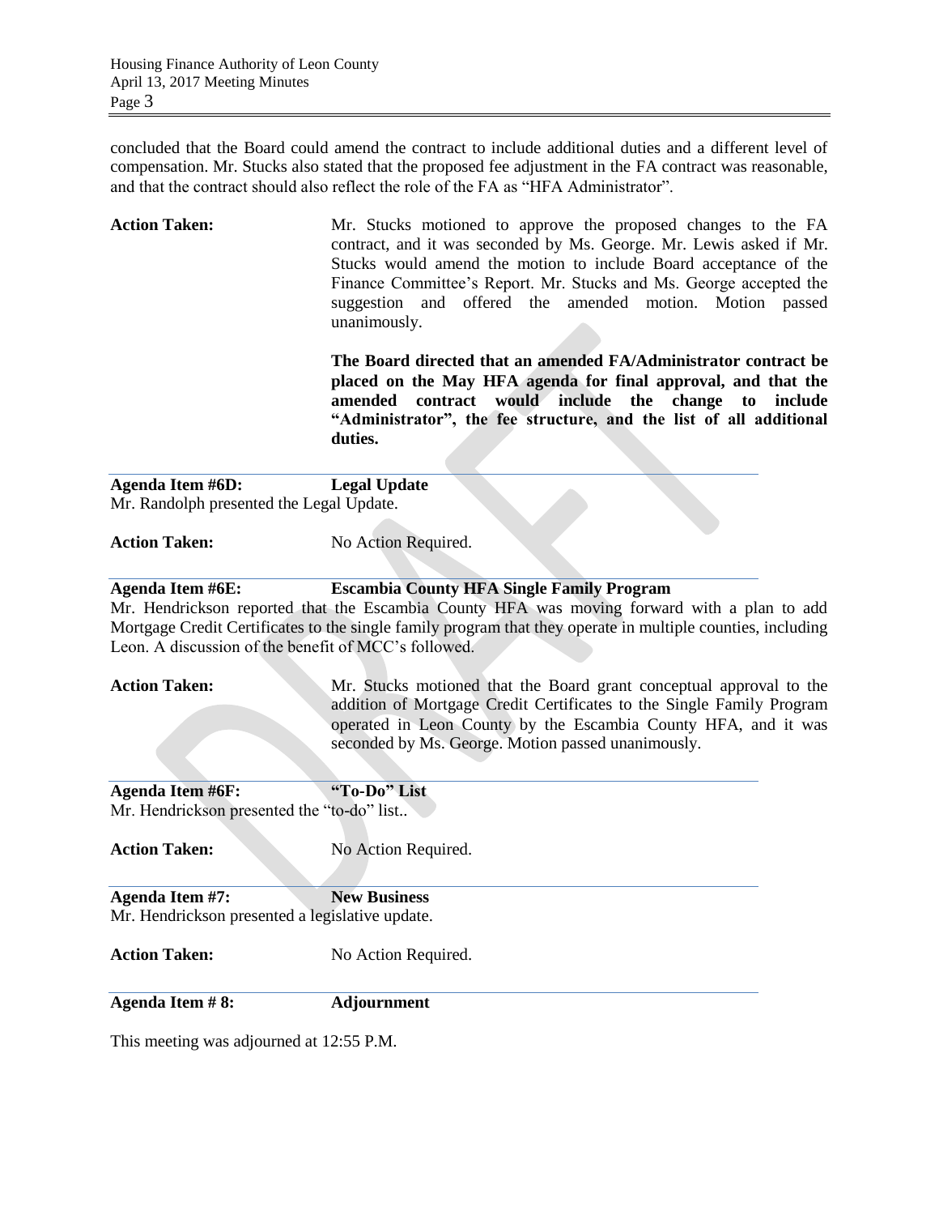concluded that the Board could amend the contract to include additional duties and a different level of compensation. Mr. Stucks also stated that the proposed fee adjustment in the FA contract was reasonable, and that the contract should also reflect the role of the FA as "HFA Administrator".

**Action Taken:** Mr. Stucks motioned to approve the proposed changes to the FA contract, and it was seconded by Ms. George. Mr. Lewis asked if Mr. Stucks would amend the motion to include Board acceptance of the Finance Committee's Report. Mr. Stucks and Ms. George accepted the suggestion and offered the amended motion. Motion passed unanimously.

**The Board directed that an amended FA/Administrator contract be placed on the May HFA agenda for final approval, and that the amended contract would include the change to include "Administrator", the fee structure, and the list of all additional duties.**

**Agenda Item #6D: Legal Update**

Mr. Randolph presented the Legal Update.

**Action Taken:** No Action Required.

**Agenda Item #6E: Escambia County HFA Single Family Program**

Mr. Hendrickson reported that the Escambia County HFA was moving forward with a plan to add Mortgage Credit Certificates to the single family program that they operate in multiple counties, including Leon. A discussion of the benefit of MCC's followed.

**Action Taken:** Mr. Stucks motioned that the Board grant conceptual approval to the addition of Mortgage Credit Certificates to the Single Family Program operated in Leon County by the Escambia County HFA, and it was seconded by Ms. George. Motion passed unanimously.

**Agenda Item #6F: "To-Do" List**

Mr. Hendrickson presented the "to-do" list..

**Action Taken:** No Action Required.

**Agenda Item #7: New Business**

Mr. Hendrickson presented a legislative update.

**Action Taken:** No Action Required.

**Agenda Item # 8: Adjournment**

This meeting was adjourned at 12:55 P.M.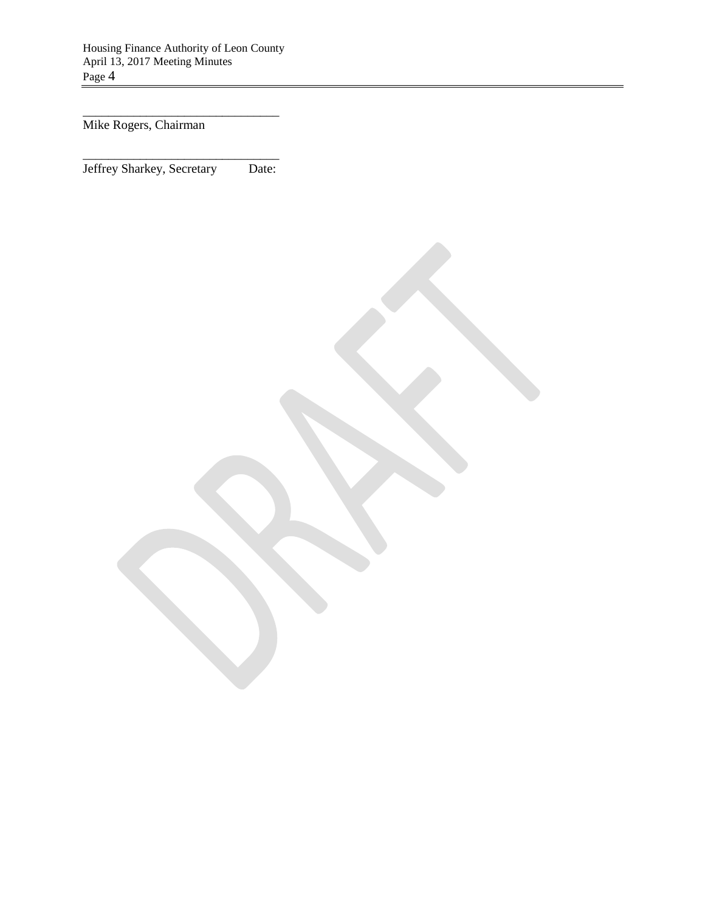\_\_\_\_\_\_\_\_\_\_\_\_\_\_\_\_\_\_\_\_\_\_\_\_\_\_\_\_\_\_\_\_

Mike Rogers, Chairman

\_\_\_\_\_\_\_\_\_\_\_\_\_\_\_\_\_\_\_\_\_\_\_\_\_\_\_\_\_\_\_\_

Jeffrey Sharkey, Secretary Date:

DRAFT